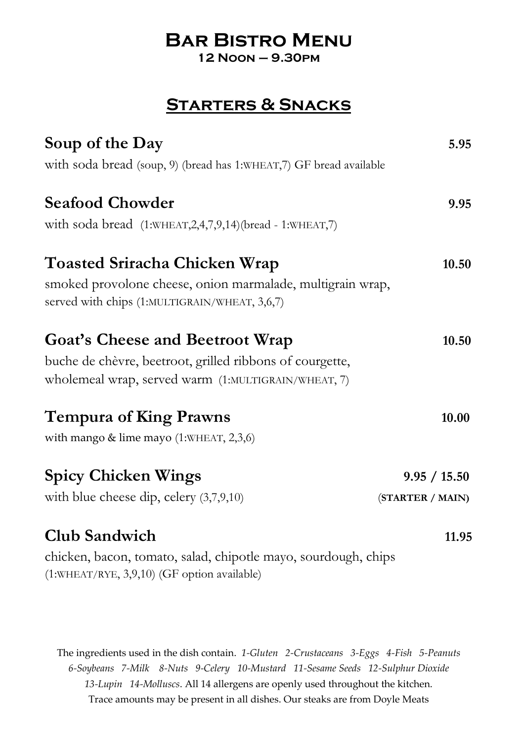# Bar Bistro Menu

**12 Noon – 9.30pm**

## Starters & Snacks

### Soup of the Day — 5.95

with soda bread (soup, 9) (bread has 1:WHEAT,7) GF bread available

### Seafood Chowder — 9.95

with soda bread (1:WHEAT,2,4,7,9,14)(bread - 1:WHEAT,7)

### Toasted Sriracha Chicken Wrap — 10.50

smoked provolone cheese, onion marmalade, multigrain wrap, served with chips (1:MULTIGRAIN/WHEAT, 3,6,7)

### Goat's Cheese and Beetroot Wrap — 10.50

buche de chèvre, beetroot, grilled ribbons of courgette, wholemeal wrap, served warm (1:MULTIGRAIN/WHEAT, 7)

### Tempura of King Prawns — 10.00

with mango & lime mayo (1:WHEAT, 2,3,6)

### Spicy Chicken Wings — 9.95 / 15.50

with blue cheese dip, celery (3,7,9,10) (**STARTER / MAIN**)

### Club Sandwich — 11.95

chicken, bacon, tomato, salad, chipotle mayo, sourdough, chips (1:WHEAT/RYE, 3,9,10) (GF option available)

The ingredients used in the dish contain. *1-Gluten 2-Crustaceans 3-Eggs 4-Fish 5-Peanuts 6-Soybeans 7-Milk 8-Nuts 9-Celery 10-Mustard 11-Sesame Seeds 12-Sulphur Dioxide 13-Lupin 14-Molluscs*. All 14 allergens are openly used throughout the kitchen. Trace amounts may be present in all dishes. Our steaks are from Doyle Meats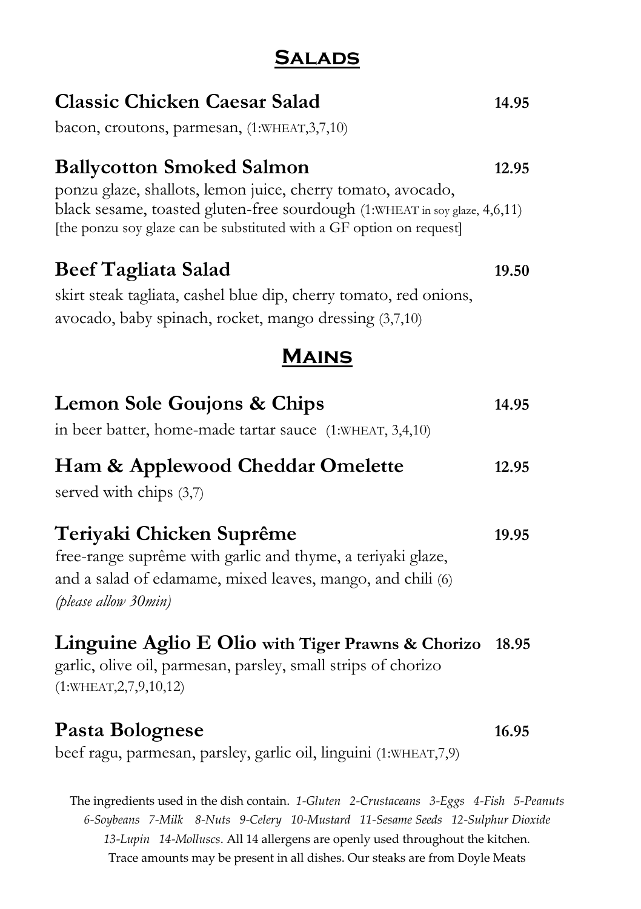## Salads

### Classic Chicken Caesar Salad — 14.95

bacon, croutons, parmesan, (1:WHEAT,3,7,10)

### Ballycotton Smoked Salmon — 12.95

ponzu glaze, shallots, lemon juice, cherry tomato, avocado, black sesame, toasted gluten-free sourdough (1:WHEAT in soy glaze, 4,6,11)
[the ponzu soy glaze can be substituted with a GF option on request]

### Beef Tagliata Salad — 19.50

skirt steak tagliata, cashel blue dip, cherry tomato, red onions, avocado, baby spinach, rocket, mango dressing (3,7,10)

## Mains

### Lemon Sole Goujons & Chips — 14.95

in beer batter, home-made tartar sauce (1:WHEAT, 3,4,10)

### Ham & Applewood Cheddar Omelette — 12.95

served with chips (3,7)

### Teriyaki Chicken Suprême — 19.95

free-range suprême with garlic and thyme, a teriyaki glaze, and a salad of edamame, mixed leaves, mango, and chili (6)
*(please allow 30min)*

### Linguine Aglio E Olio with Tiger Prawns & Chorizo — 18.95

garlic, olive oil, parmesan, parsley, small strips of chorizo (1:WHEAT,2,7,9,10,12)

### Pasta Bolognese — 16.95

beef ragu, parmesan, parsley, garlic oil, linguini (1:WHEAT,7,9)

The ingredients used in the dish contain. *1-Gluten 2-Crustaceans 3-Eggs 4-Fish 5-Peanuts 6-Soybeans 7-Milk 8-Nuts 9-Celery 10-Mustard 11-Sesame Seeds 12-Sulphur Dioxide 13-Lupin 14-Molluscs*. All 14 allergens are openly used throughout the kitchen. Trace amounts may be present in all dishes. Our steaks are from Doyle Meats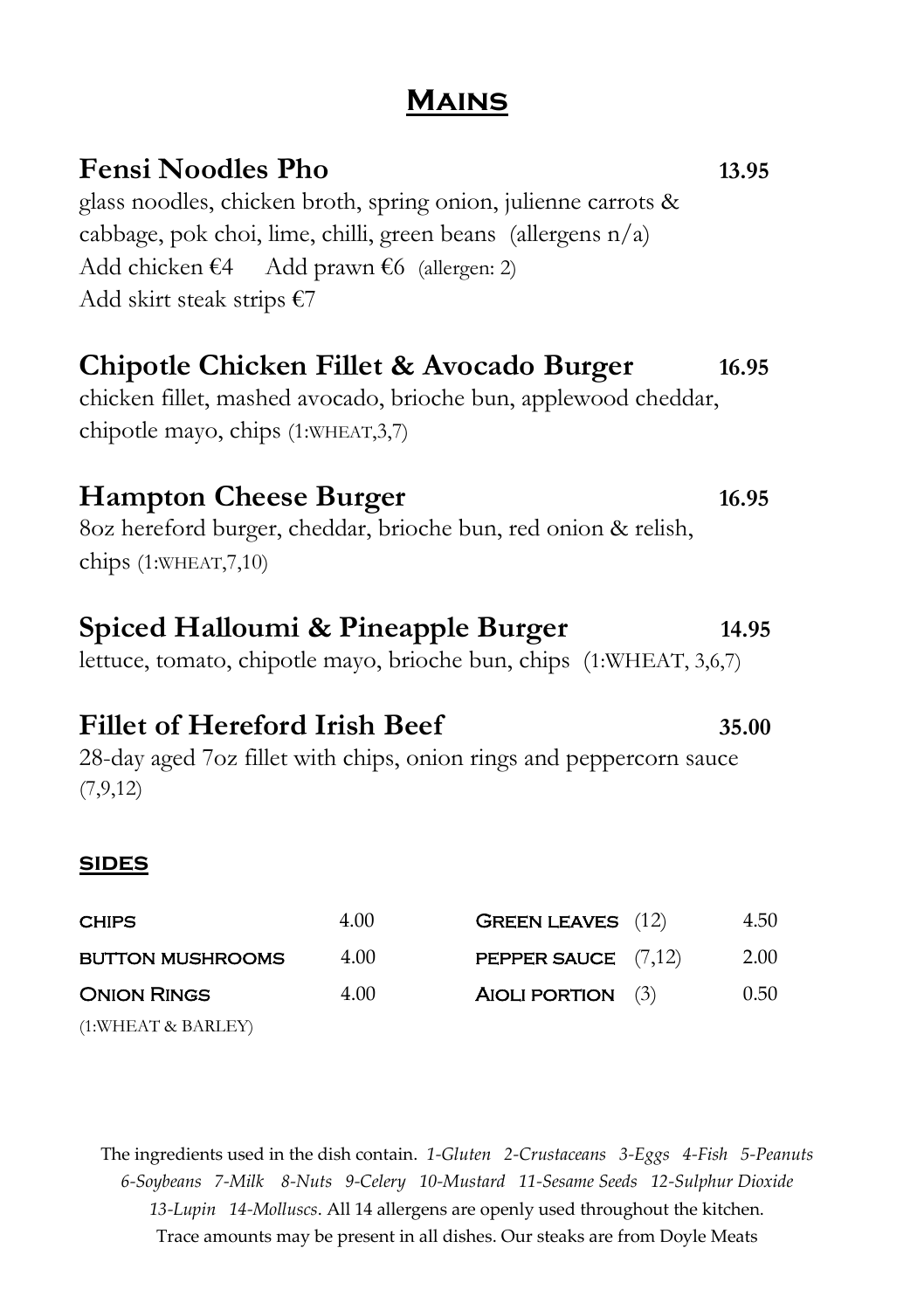# Mains

## Fensi Noodles Pho 13.95

glass noodles, chicken broth, spring onion, julienne carrots & cabbage, pok choi, lime, chilli, green beans (allergens n/a)
Add chicken €4 Add prawn €6 (allergen: 2)
Add skirt steak strips €7

## Chipotle Chicken Fillet & Avocado Burger 16.95

chicken fillet, mashed avocado, brioche bun, applewood cheddar, chipotle mayo, chips (1:WHEAT,3,7)

## Hampton Cheese Burger 16.95

8oz hereford burger, cheddar, brioche bun, red onion & relish, chips (1:WHEAT,7,10)

## Spiced Halloumi & Pineapple Burger 14.95

lettuce, tomato, chipotle mayo, brioche bun, chips (1:WHEAT, 3,6,7)

## Fillet of Hereford Irish Beef 35.00

28-day aged 7oz fillet with chips, onion rings and peppercorn sauce (7,9,12)

### SIDES

| | | | |
|---|---|---|---|
| CHIPS | 4.00 | GREEN LEAVES (12) | 4.50 |
| BUTTON MUSHROOMS | 4.00 | PEPPER SAUCE (7,12) | 2.00 |
| ONION RINGS (1:WHEAT & BARLEY) | 4.00 | AIOLI PORTION (3) | 0.50 |

The ingredients used in the dish contain. *1-Gluten 2-Crustaceans 3-Eggs 4-Fish 5-Peanuts 6-Soybeans 7-Milk 8-Nuts 9-Celery 10-Mustard 11-Sesame Seeds 12-Sulphur Dioxide 13-Lupin 14-Molluscs*. All 14 allergens are openly used throughout the kitchen. Trace amounts may be present in all dishes. Our steaks are from Doyle Meats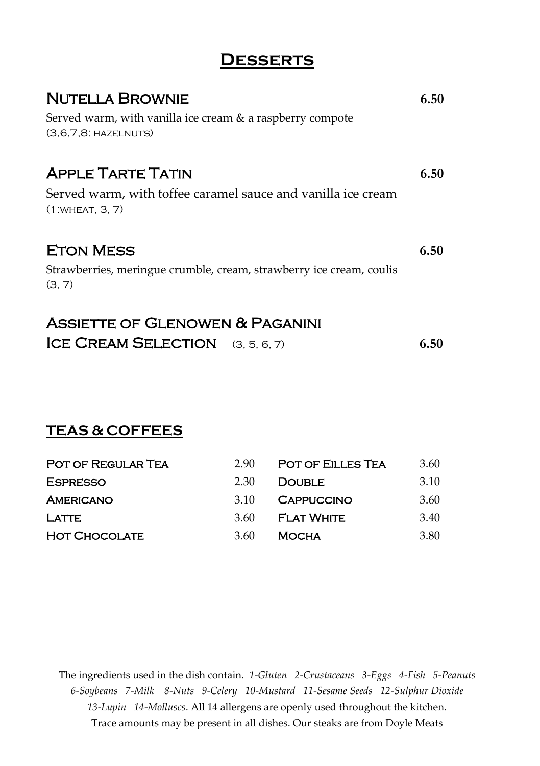# Desserts

## Nutella Brownie 6.50

Served warm, with vanilla ice cream & a raspberry compote
(3,6,7,8: hazelnuts)

## Apple Tarte Tatin 6.50

Served warm, with toffee caramel sauce and vanilla ice cream
(1:wheat, 3, 7)

## Eton Mess 6.50

Strawberries, meringue crumble, cream, strawberry ice cream, coulis
(3, 7)

## Assiette of Glenowen & Paganini Ice Cream Selection (3, 5, 6, 7) 6.50

## TEAS & COFFEES

| | | | |
|---|---|---|---|
| Pot of Regular Tea | 2.90 | Pot of Eilles Tea | 3.60 |
| Espresso | 2.30 | Double | 3.10 |
| Americano | 3.10 | Cappuccino | 3.60 |
| Latte | 3.60 | Flat White | 3.40 |
| Hot Chocolate | 3.60 | Mocha | 3.80 |

The ingredients used in the dish contain. *1-Gluten 2-Crustaceans 3-Eggs 4-Fish 5-Peanuts 6-Soybeans 7-Milk 8-Nuts 9-Celery 10-Mustard 11-Sesame Seeds 12-Sulphur Dioxide 13-Lupin 14-Molluscs*. All 14 allergens are openly used throughout the kitchen. Trace amounts may be present in all dishes. Our steaks are from Doyle Meats